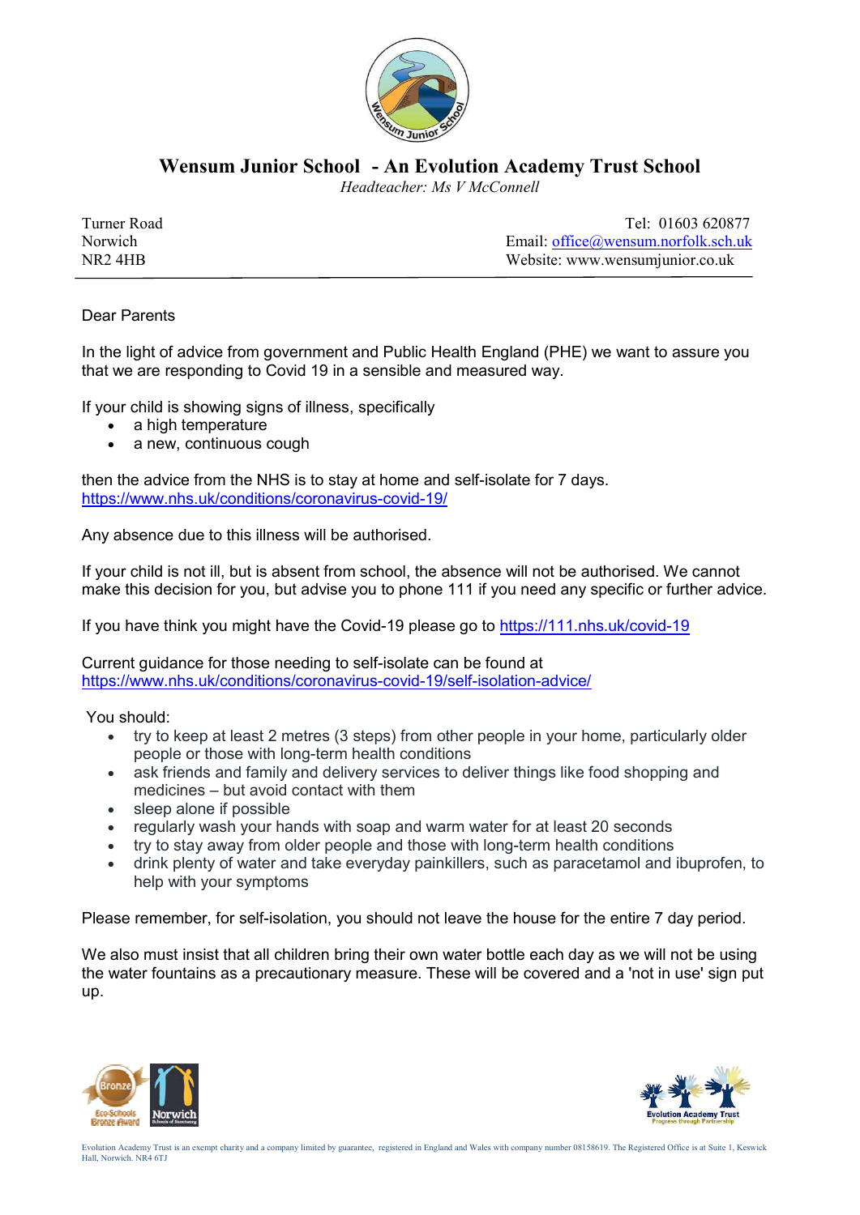# Wensum Junior School - An Evolution Academy Trust School

*Headteacher: Ms V McConnell*

Turner Road
Norwich
NR2 4HB

Tel: 01603 620877
Email: office@wensum.norfolk.sch.uk
Website: www.wensumjunior.co.uk

---

Dear Parents

In the light of advice from government and Public Health England (PHE) we want to assure you that we are responding to Covid 19 in a sensible and measured way.

If your child is showing signs of illness, specifically

- a high temperature
- a new, continuous cough

then the advice from the NHS is to stay at home and self-isolate for 7 days.
https://www.nhs.uk/conditions/coronavirus-covid-19/

Any absence due to this illness will be authorised.

If your child is not ill, but is absent from school, the absence will not be authorised. We cannot make this decision for you, but advise you to phone 111 if you need any specific or further advice.

If you have think you might have the Covid-19 please go to https://111.nhs.uk/covid-19

Current guidance for those needing to self-isolate can be found at
https://www.nhs.uk/conditions/coronavirus-covid-19/self-isolation-advice/

You should:

- try to keep at least 2 metres (3 steps) from other people in your home, particularly older people or those with long-term health conditions
- ask friends and family and delivery services to deliver things like food shopping and medicines – but avoid contact with them
- sleep alone if possible
- regularly wash your hands with soap and warm water for at least 20 seconds
- try to stay away from older people and those with long-term health conditions
- drink plenty of water and take everyday painkillers, such as paracetamol and ibuprofen, to help with your symptoms

Please remember, for self-isolation, you should not leave the house for the entire 7 day period.

We also must insist that all children bring their own water bottle each day as we will not be using the water fountains as a precautionary measure. These will be covered and a 'not in use' sign put up.

Evolution Academy Trust is an exempt charity and a company limited by guarantee, registered in England and Wales with company number 08158619. The Registered Office is at Suite 1, Keswick Hall, Norwich. NR4 6TJ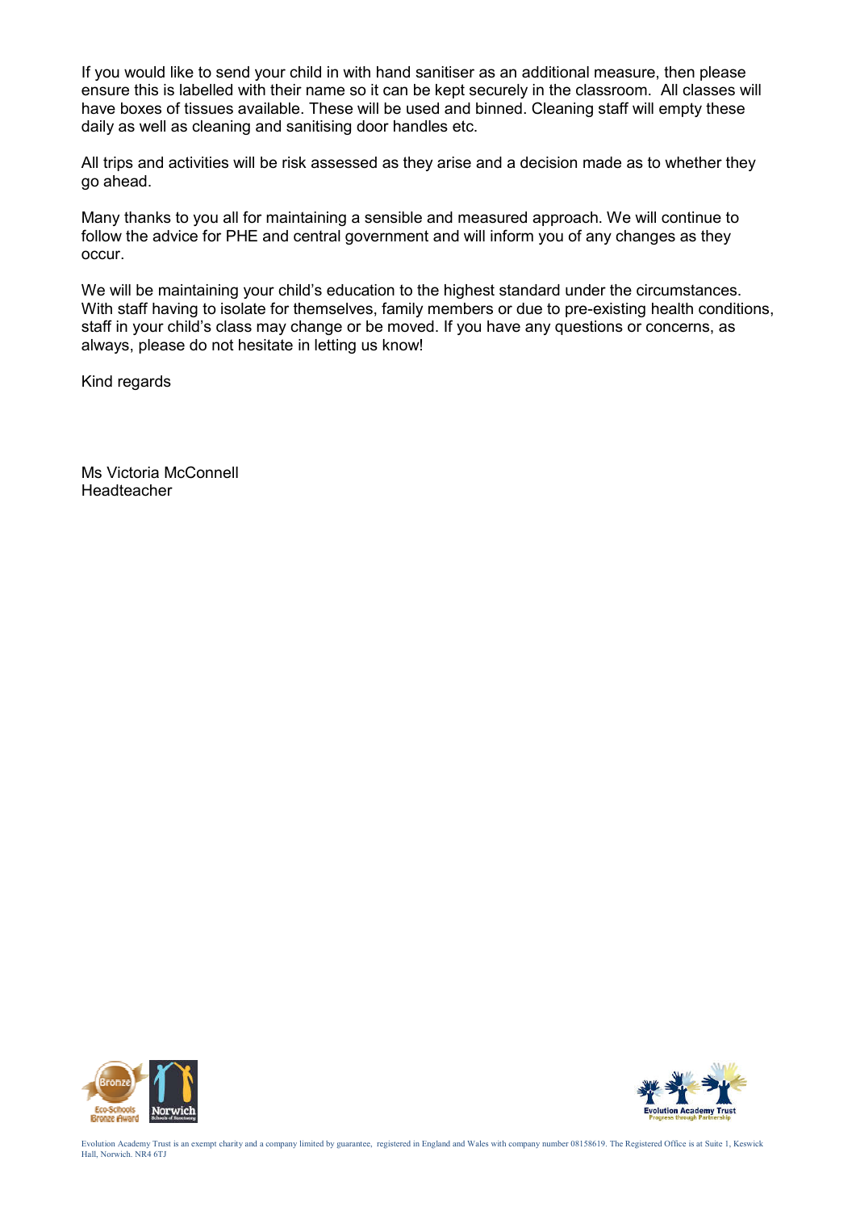If you would like to send your child in with hand sanitiser as an additional measure, then please ensure this is labelled with their name so it can be kept securely in the classroom. All classes will have boxes of tissues available. These will be used and binned. Cleaning staff will empty these daily as well as cleaning and sanitising door handles etc.

All trips and activities will be risk assessed as they arise and a decision made as to whether they go ahead.

Many thanks to you all for maintaining a sensible and measured approach. We will continue to follow the advice for PHE and central government and will inform you of any changes as they occur.

We will be maintaining your child's education to the highest standard under the circumstances. With staff having to isolate for themselves, family members or due to pre-existing health conditions, staff in your child's class may change or be moved. If you have any questions or concerns, as always, please do not hesitate in letting us know!

Kind regards

Ms Victoria McConnell
Headteacher

Evolution Academy Trust is an exempt charity and a company limited by guarantee, registered in England and Wales with company number 08158619. The Registered Office is at Suite 1, Keswick Hall, Norwich. NR4 6TJ